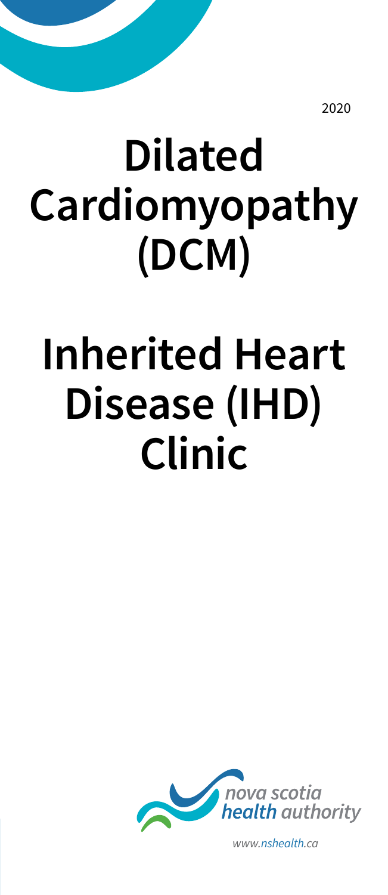2020

# Dilated Cardiomyopathy (DCM)

# Inherited Heart Disease (IHD) Clinic

nova scotia health authority

www.nshealth.ca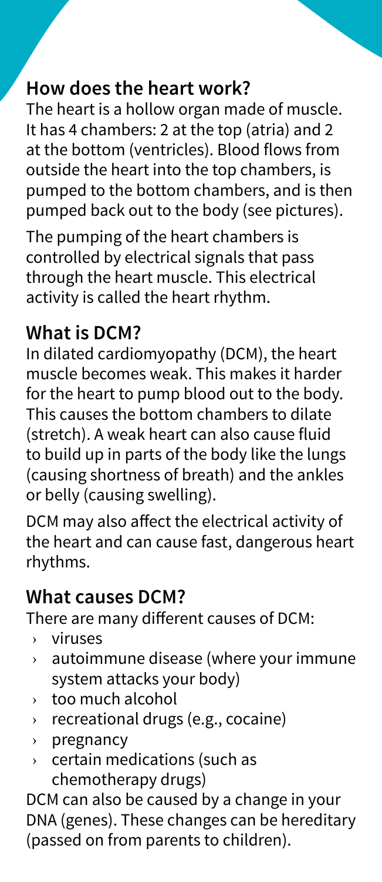## How does the heart work?

The heart is a hollow organ made of muscle. It has 4 chambers: 2 at the top (atria) and 2 at the bottom (ventricles). Blood flows from outside the heart into the top chambers, is pumped to the bottom chambers, and is then pumped back out to the body (see pictures).

The pumping of the heart chambers is controlled by electrical signals that pass through the heart muscle. This electrical activity is called the heart rhythm.

## What is DCM?

In dilated cardiomyopathy (DCM), the heart muscle becomes weak. This makes it harder for the heart to pump blood out to the body. This causes the bottom chambers to dilate (stretch). A weak heart can also cause fluid to build up in parts of the body like the lungs (causing shortness of breath) and the ankles or belly (causing swelling).

DCM may also affect the electrical activity of the heart and can cause fast, dangerous heart rhythms.

## What causes DCM?

There are many different causes of DCM:

- viruses
- autoimmune disease (where your immune system attacks your body)
- too much alcohol
- recreational drugs (e.g., cocaine)
- pregnancy
- certain medications (such as chemotherapy drugs)

DCM can also be caused by a change in your DNA (genes). These changes can be hereditary (passed on from parents to children).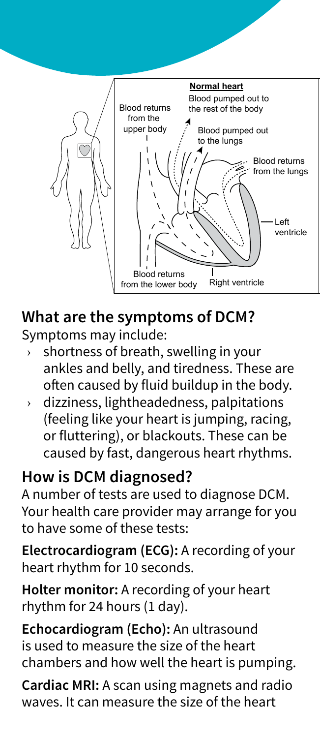## What are the symptoms of DCM?

Symptoms may include:

- shortness of breath, swelling in your ankles and belly, and tiredness. These are often caused by fluid buildup in the body.
- dizziness, lightheadedness, palpitations (feeling like your heart is jumping, racing, or fluttering), or blackouts. These can be caused by fast, dangerous heart rhythms.

## How is DCM diagnosed?

A number of tests are used to diagnose DCM. Your health care provider may arrange for you to have some of these tests:

**Electrocardiogram (ECG):** A recording of your heart rhythm for 10 seconds.

**Holter monitor:** A recording of your heart rhythm for 24 hours (1 day).

**Echocardiogram (Echo):** An ultrasound is used to measure the size of the heart chambers and how well the heart is pumping.

**Cardiac MRI:** A scan using magnets and radio waves. It can measure the size of the heart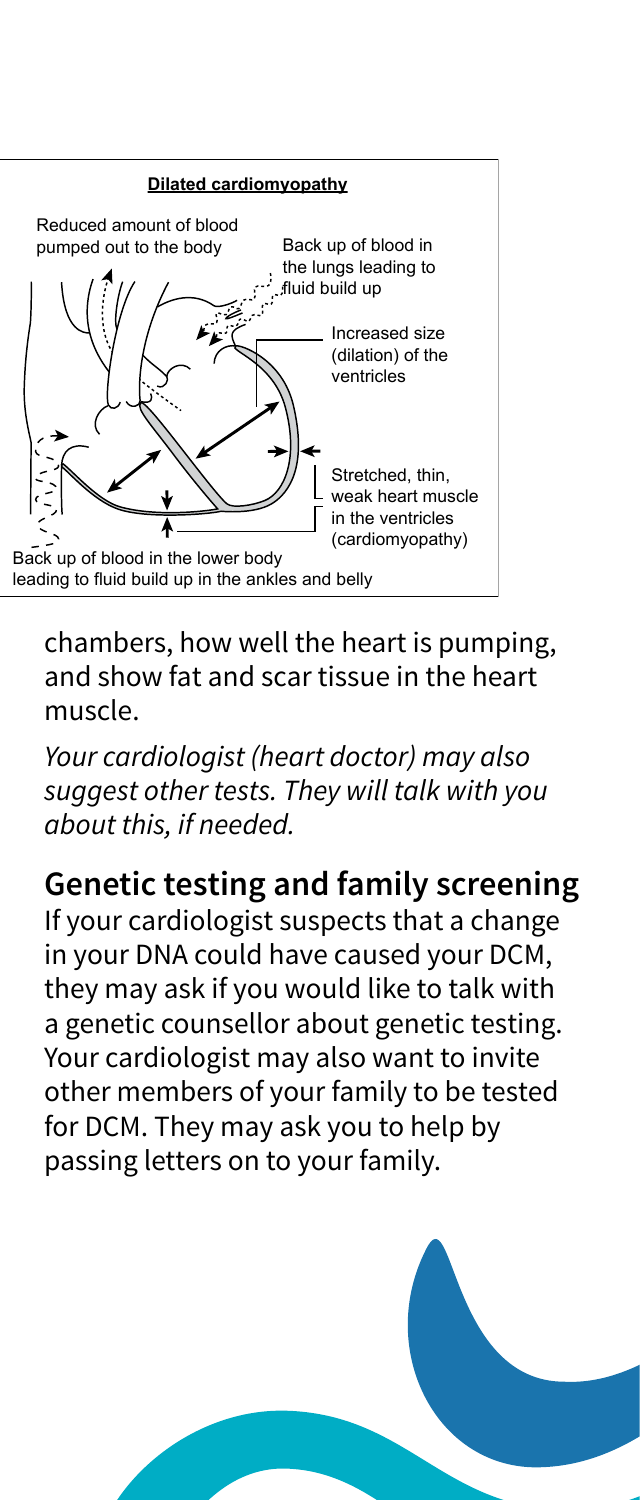**Dilated cardiomyopathy**

Reduced amount of blood pumped out to the body

Back up of blood in the lungs leading to fluid build up

Increased size (dilation) of the ventricles

Stretched, thin, weak heart muscle in the ventricles (cardiomyopathy)

Back up of blood in the lower body leading to fluid build up in the ankles and belly

chambers, how well the heart is pumping, and show fat and scar tissue in the heart muscle.

*Your cardiologist (heart doctor) may also suggest other tests. They will talk with you about this, if needed.*

## Genetic testing and family screening

If your cardiologist suspects that a change in your DNA could have caused your DCM, they may ask if you would like to talk with a genetic counsellor about genetic testing. Your cardiologist may also want to invite other members of your family to be tested for DCM. They may ask you to help by passing letters on to your family.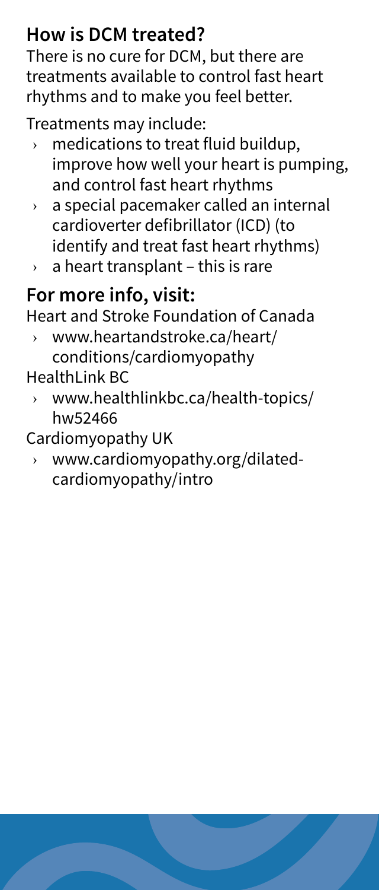## How is DCM treated?

There is no cure for DCM, but there are treatments available to control fast heart rhythms and to make you feel better.

Treatments may include:

- medications to treat fluid buildup, improve how well your heart is pumping, and control fast heart rhythms
- a special pacemaker called an internal cardioverter defibrillator (ICD) (to identify and treat fast heart rhythms)
- a heart transplant – this is rare

## For more info, visit:

Heart and Stroke Foundation of Canada

- www.heartandstroke.ca/heart/conditions/cardiomyopathy

HealthLink BC

- www.healthlinkbc.ca/health-topics/hw52466

Cardiomyopathy UK

- www.cardiomyopathy.org/dilated-cardiomyopathy/intro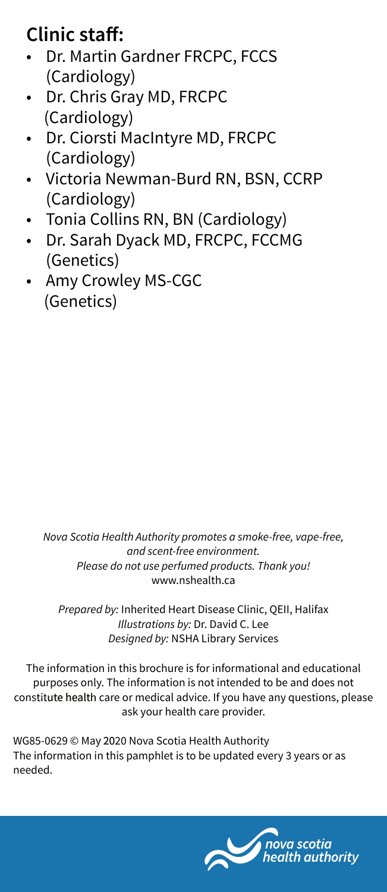## Clinic staff:

- Dr. Martin Gardner FRCPC, FCCS (Cardiology)
- Dr. Chris Gray MD, FRCPC (Cardiology)
- Dr. Ciorsti MacIntyre MD, FRCPC (Cardiology)
- Victoria Newman-Burd RN, BSN, CCRP (Cardiology)
- Tonia Collins RN, BN (Cardiology)
- Dr. Sarah Dyack MD, FRCPC, FCCMG (Genetics)
- Amy Crowley MS-CGC (Genetics)

*Nova Scotia Health Authority promotes a smoke-free, vape-free, and scent-free environment.*
*Please do not use perfumed products. Thank you!*
www.nshealth.ca

*Prepared by:* Inherited Heart Disease Clinic, QEII, Halifax
*Illustrations by:* Dr. David C. Lee
*Designed by:* NSHA Library Services

The information in this brochure is for informational and educational purposes only. The information is not intended to be and does not constitute health care or medical advice. If you have any questions, please ask your health care provider.

WG85-0629 © May 2020 Nova Scotia Health Authority
The information in this pamphlet is to be updated every 3 years or as needed.

nova scotia health authority